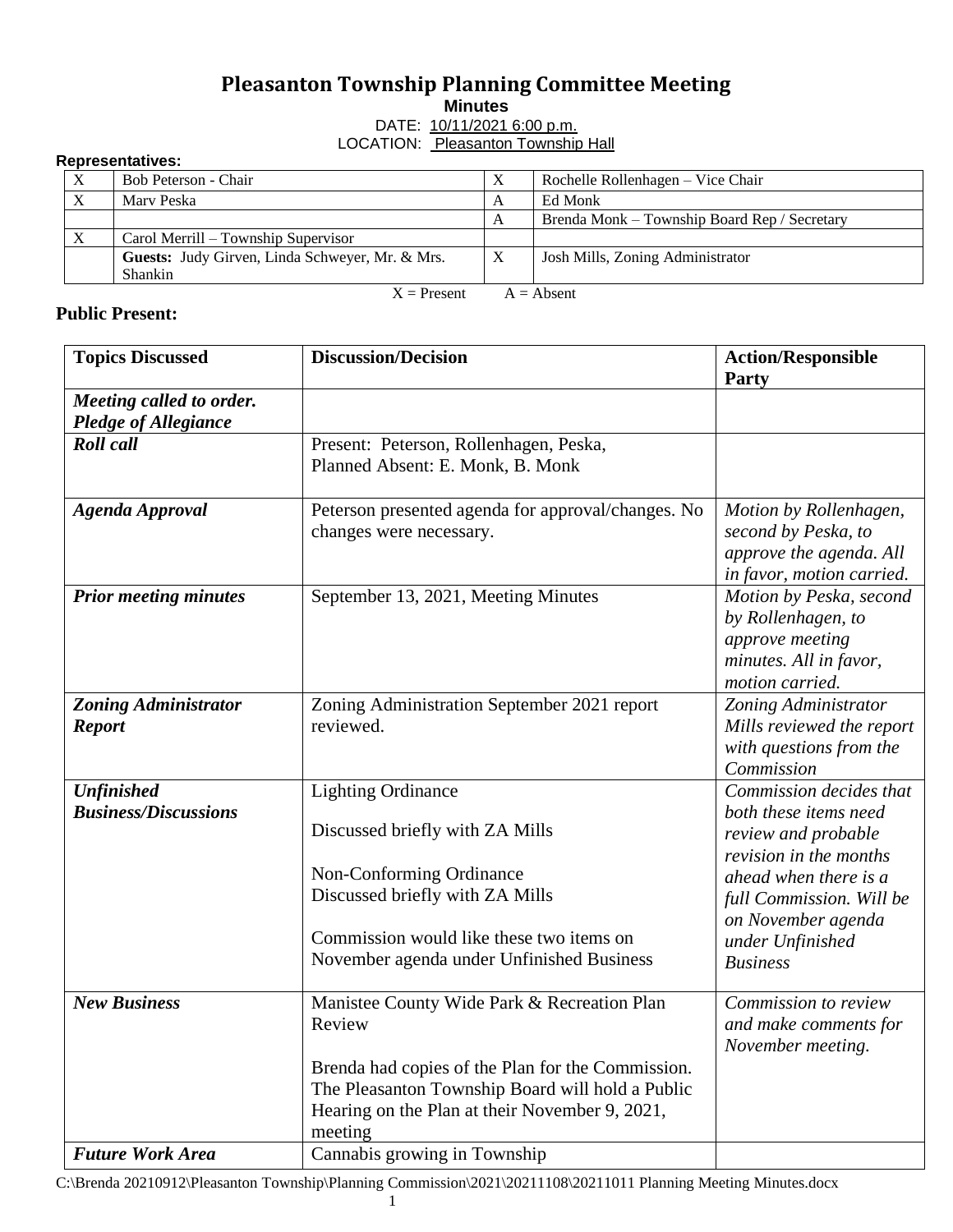# Pleasanton Township Planning Committee Meeting

**Minutes**

DATE: 10/11/2021 6:00 p.m.

LOCATION: Pleasanton Township Hall

**Representatives:**

| | | | |
|---|---|---|---|
| X | Bob Peterson - Chair | X | Rochelle Rollenhagen – Vice Chair |
| X | Marv Peska | A | Ed Monk |
| | | A | Brenda Monk – Township Board Rep / Secretary |
| X | Carol Merrill – Township Supervisor | | |
| | **Guests:** Judy Girven, Linda Schweyer, Mr. & Mrs. Shankin | X | Josh Mills, Zoning Administrator |

X = Present A = Absent

**Public Present:**

| Topics Discussed | Discussion/Decision | Action/Responsible Party |
|---|---|---|
| ***Meeting called to order. Pledge of Allegiance*** | | |
| ***Roll call*** | Present: Peterson, Rollenhagen, Peska,<br>Planned Absent: E. Monk, B. Monk | |
| ***Agenda Approval*** | Peterson presented agenda for approval/changes. No changes were necessary. | *Motion by Rollenhagen, second by Peska, to approve the agenda. All in favor, motion carried.* |
| ***Prior meeting minutes*** | September 13, 2021, Meeting Minutes | *Motion by Peska, second by Rollenhagen, to approve meeting minutes. All in favor, motion carried.* |
| ***Zoning Administrator Report*** | Zoning Administration September 2021 report reviewed. | *Zoning Administrator Mills reviewed the report with questions from the Commission* |
| ***Unfinished Business/Discussions*** | Lighting Ordinance<br><br>Discussed briefly with ZA Mills<br><br>Non-Conforming Ordinance<br>Discussed briefly with ZA Mills<br><br>Commission would like these two items on November agenda under Unfinished Business | *Commission decides that both these items need review and probable revision in the months ahead when there is a full Commission. Will be on November agenda under Unfinished Business* |
| ***New Business*** | Manistee County Wide Park & Recreation Plan Review<br><br>Brenda had copies of the Plan for the Commission. The Pleasanton Township Board will hold a Public Hearing on the Plan at their November 9, 2021, meeting | *Commission to review and make comments for November meeting.* |
| ***Future Work Area*** | Cannabis growing in Township | |

C:\Brenda 20210912\Pleasanton Township\Planning Commission\2021\20211108\20211011 Planning Meeting Minutes.docx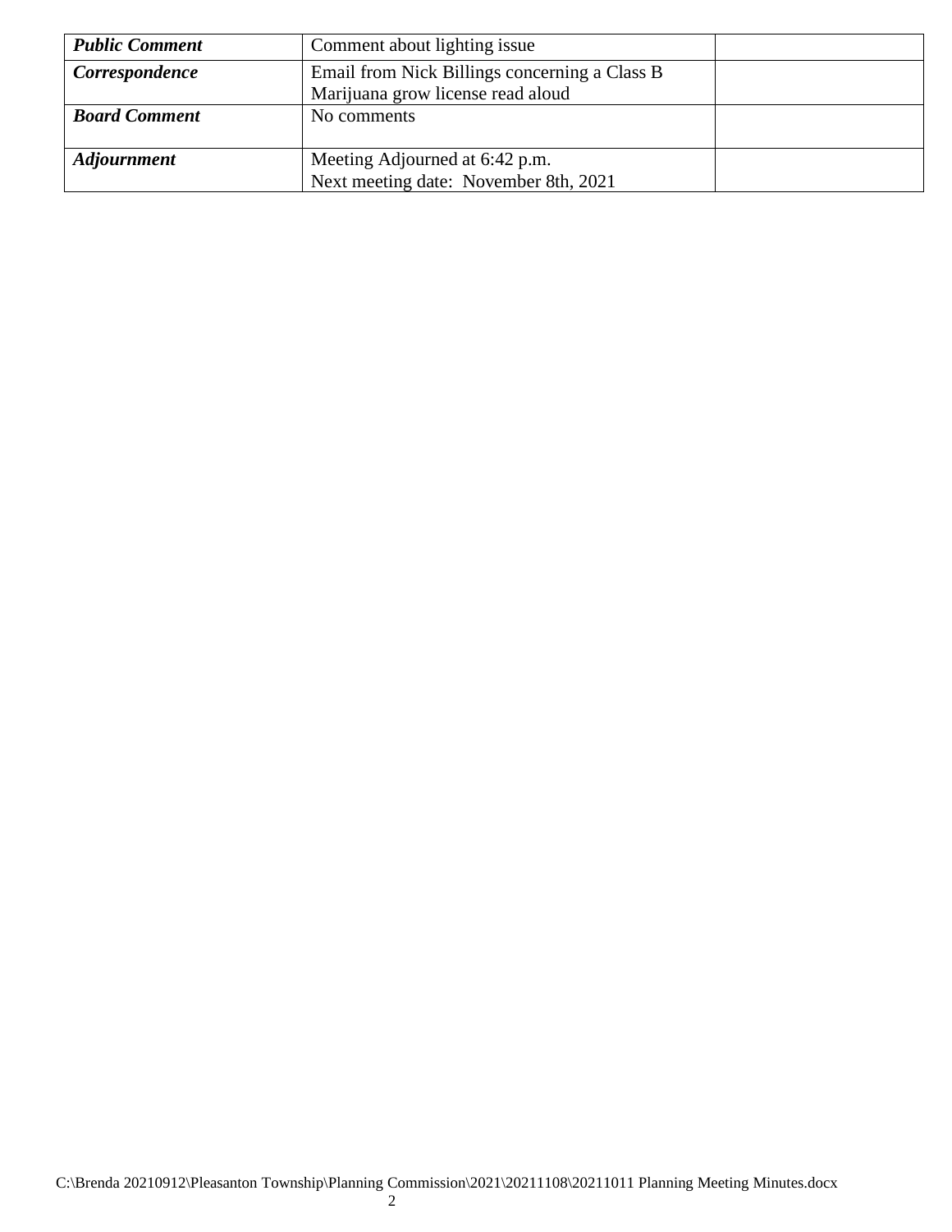| | | |
|---|---|---|
| ***Public Comment*** | Comment about lighting issue | |
| ***Correspondence*** | Email from Nick Billings concerning a Class B Marijuana grow license read aloud | |
| ***Board Comment*** | No comments | |
| ***Adjournment*** | Meeting Adjourned at 6:42 p.m.<br>Next meeting date: November 8th, 2021 | |

C:\Brenda 20210912\Pleasanton Township\Planning Commission\2021\20211108\20211011 Planning Meeting Minutes.docx